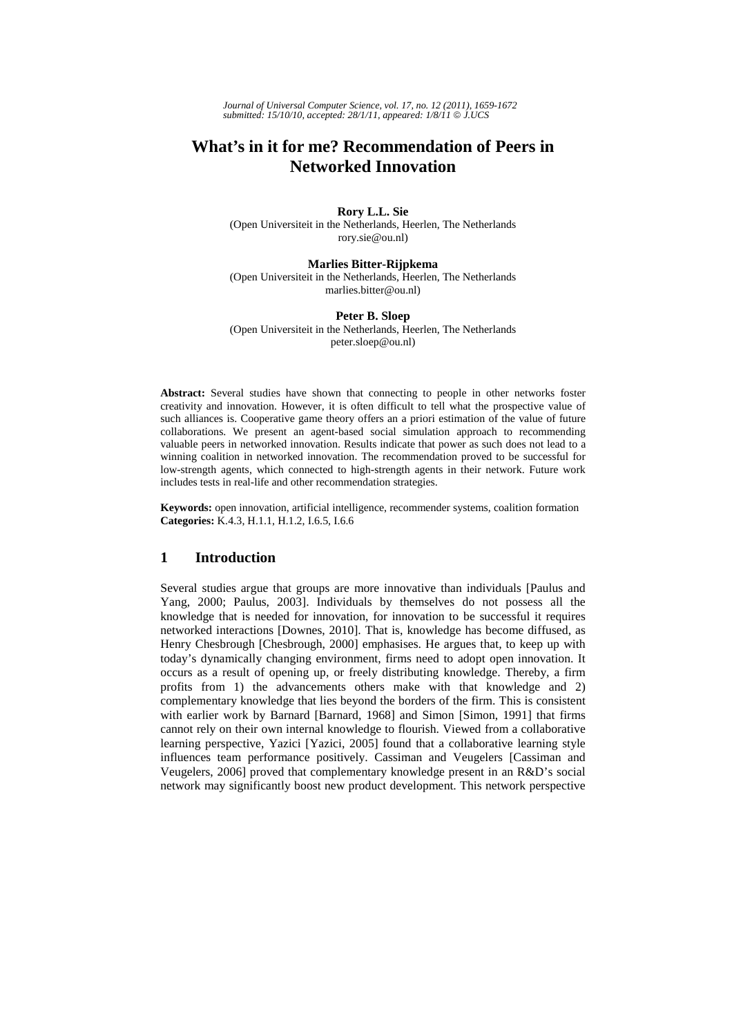# What's in it for me? Recommendation of Peers in Networked Innovation

**Rory L.L. Sie**
(Open Universiteit in the Netherlands, Heerlen, The Netherlands
rory.sie@ou.nl)

**Marlies Bitter-Rijpkema**
(Open Universiteit in the Netherlands, Heerlen, The Netherlands
marlies.bitter@ou.nl)

**Peter B. Sloep**
(Open Universiteit in the Netherlands, Heerlen, The Netherlands
peter.sloep@ou.nl)

**Abstract:** Several studies have shown that connecting to people in other networks foster creativity and innovation. However, it is often difficult to tell what the prospective value of such alliances is. Cooperative game theory offers an a priori estimation of the value of future collaborations. We present an agent-based social simulation approach to recommending valuable peers in networked innovation. Results indicate that power as such does not lead to a winning coalition in networked innovation. The recommendation proved to be successful for low-strength agents, which connected to high-strength agents in their network. Future work includes tests in real-life and other recommendation strategies.

**Keywords:** open innovation, artificial intelligence, recommender systems, coalition formation
**Categories:** K.4.3, H.1.1, H.1.2, I.6.5, I.6.6

## 1 Introduction

Several studies argue that groups are more innovative than individuals [Paulus and Yang, 2000; Paulus, 2003]. Individuals by themselves do not possess all the knowledge that is needed for innovation, for innovation to be successful it requires networked interactions [Downes, 2010]. That is, knowledge has become diffused, as Henry Chesbrough [Chesbrough, 2000] emphasises. He argues that, to keep up with today's dynamically changing environment, firms need to adopt open innovation. It occurs as a result of opening up, or freely distributing knowledge. Thereby, a firm profits from 1) the advancements others make with that knowledge and 2) complementary knowledge that lies beyond the borders of the firm. This is consistent with earlier work by Barnard [Barnard, 1968] and Simon [Simon, 1991] that firms cannot rely on their own internal knowledge to flourish. Viewed from a collaborative learning perspective, Yazici [Yazici, 2005] found that a collaborative learning style influences team performance positively. Cassiman and Veugelers [Cassiman and Veugelers, 2006] proved that complementary knowledge present in an R&D's social network may significantly boost new product development. This network perspective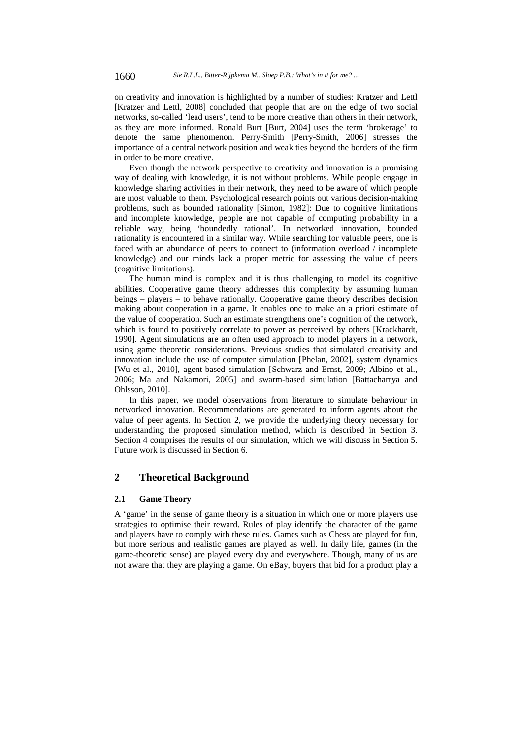on creativity and innovation is highlighted by a number of studies: Kratzer and Lettl [Kratzer and Lettl, 2008] concluded that people that are on the edge of two social networks, so-called 'lead users', tend to be more creative than others in their network, as they are more informed. Ronald Burt [Burt, 2004] uses the term 'brokerage' to denote the same phenomenon. Perry-Smith [Perry-Smith, 2006] stresses the importance of a central network position and weak ties beyond the borders of the firm in order to be more creative.

Even though the network perspective to creativity and innovation is a promising way of dealing with knowledge, it is not without problems. While people engage in knowledge sharing activities in their network, they need to be aware of which people are most valuable to them. Psychological research points out various decision-making problems, such as bounded rationality [Simon, 1982]: Due to cognitive limitations and incomplete knowledge, people are not capable of computing probability in a reliable way, being 'boundedly rational'. In networked innovation, bounded rationality is encountered in a similar way. While searching for valuable peers, one is faced with an abundance of peers to connect to (information overload / incomplete knowledge) and our minds lack a proper metric for assessing the value of peers (cognitive limitations).

The human mind is complex and it is thus challenging to model its cognitive abilities. Cooperative game theory addresses this complexity by assuming human beings – players – to behave rationally. Cooperative game theory describes decision making about cooperation in a game. It enables one to make an a priori estimate of the value of cooperation. Such an estimate strengthens one's cognition of the network, which is found to positively correlate to power as perceived by others [Krackhardt, 1990]. Agent simulations are an often used approach to model players in a network, using game theoretic considerations. Previous studies that simulated creativity and innovation include the use of computer simulation [Phelan, 2002], system dynamics [Wu et al., 2010], agent-based simulation [Schwarz and Ernst, 2009; Albino et al., 2006; Ma and Nakamori, 2005] and swarm-based simulation [Battacharrya and Ohlsson, 2010].

In this paper, we model observations from literature to simulate behaviour in networked innovation. Recommendations are generated to inform agents about the value of peer agents. In Section 2, we provide the underlying theory necessary for understanding the proposed simulation method, which is described in Section 3. Section 4 comprises the results of our simulation, which we will discuss in Section 5. Future work is discussed in Section 6.

## 2 Theoretical Background

### 2.1 Game Theory

A 'game' in the sense of game theory is a situation in which one or more players use strategies to optimise their reward. Rules of play identify the character of the game and players have to comply with these rules. Games such as Chess are played for fun, but more serious and realistic games are played as well. In daily life, games (in the game-theoretic sense) are played every day and everywhere. Though, many of us are not aware that they are playing a game. On eBay, buyers that bid for a product play a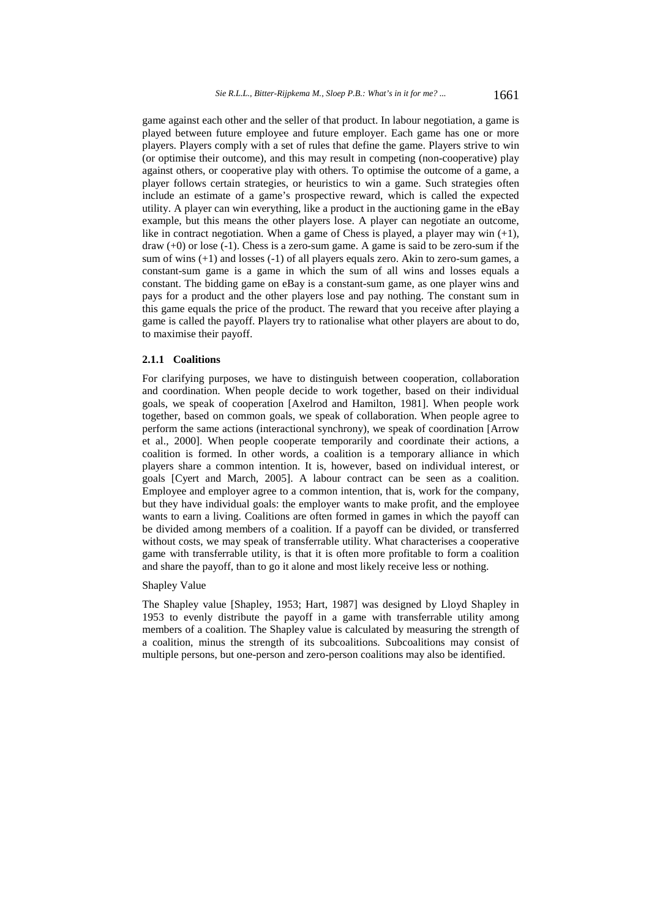game against each other and the seller of that product. In labour negotiation, a game is played between future employee and future employer. Each game has one or more players. Players comply with a set of rules that define the game. Players strive to win (or optimise their outcome), and this may result in competing (non-cooperative) play against others, or cooperative play with others. To optimise the outcome of a game, a player follows certain strategies, or heuristics to win a game. Such strategies often include an estimate of a game's prospective reward, which is called the expected utility. A player can win everything, like a product in the auctioning game in the eBay example, but this means the other players lose. A player can negotiate an outcome, like in contract negotiation. When a game of Chess is played, a player may win (+1), draw (+0) or lose (-1). Chess is a zero-sum game. A game is said to be zero-sum if the sum of wins (+1) and losses (-1) of all players equals zero. Akin to zero-sum games, a constant-sum game is a game in which the sum of all wins and losses equals a constant. The bidding game on eBay is a constant-sum game, as one player wins and pays for a product and the other players lose and pay nothing. The constant sum in this game equals the price of the product. The reward that you receive after playing a game is called the payoff. Players try to rationalise what other players are about to do, to maximise their payoff.

### 2.1.1 Coalitions

For clarifying purposes, we have to distinguish between cooperation, collaboration and coordination. When people decide to work together, based on their individual goals, we speak of cooperation [Axelrod and Hamilton, 1981]. When people work together, based on common goals, we speak of collaboration. When people agree to perform the same actions (interactional synchrony), we speak of coordination [Arrow et al., 2000]. When people cooperate temporarily and coordinate their actions, a coalition is formed. In other words, a coalition is a temporary alliance in which players share a common intention. It is, however, based on individual interest, or goals [Cyert and March, 2005]. A labour contract can be seen as a coalition. Employee and employer agree to a common intention, that is, work for the company, but they have individual goals: the employer wants to make profit, and the employee wants to earn a living. Coalitions are often formed in games in which the payoff can be divided among members of a coalition. If a payoff can be divided, or transferred without costs, we may speak of transferrable utility. What characterises a cooperative game with transferrable utility, is that it is often more profitable to form a coalition and share the payoff, than to go it alone and most likely receive less or nothing.

Shapley Value

The Shapley value [Shapley, 1953; Hart, 1987] was designed by Lloyd Shapley in 1953 to evenly distribute the payoff in a game with transferrable utility among members of a coalition. The Shapley value is calculated by measuring the strength of a coalition, minus the strength of its subcoalitions. Subcoalitions may consist of multiple persons, but one-person and zero-person coalitions may also be identified.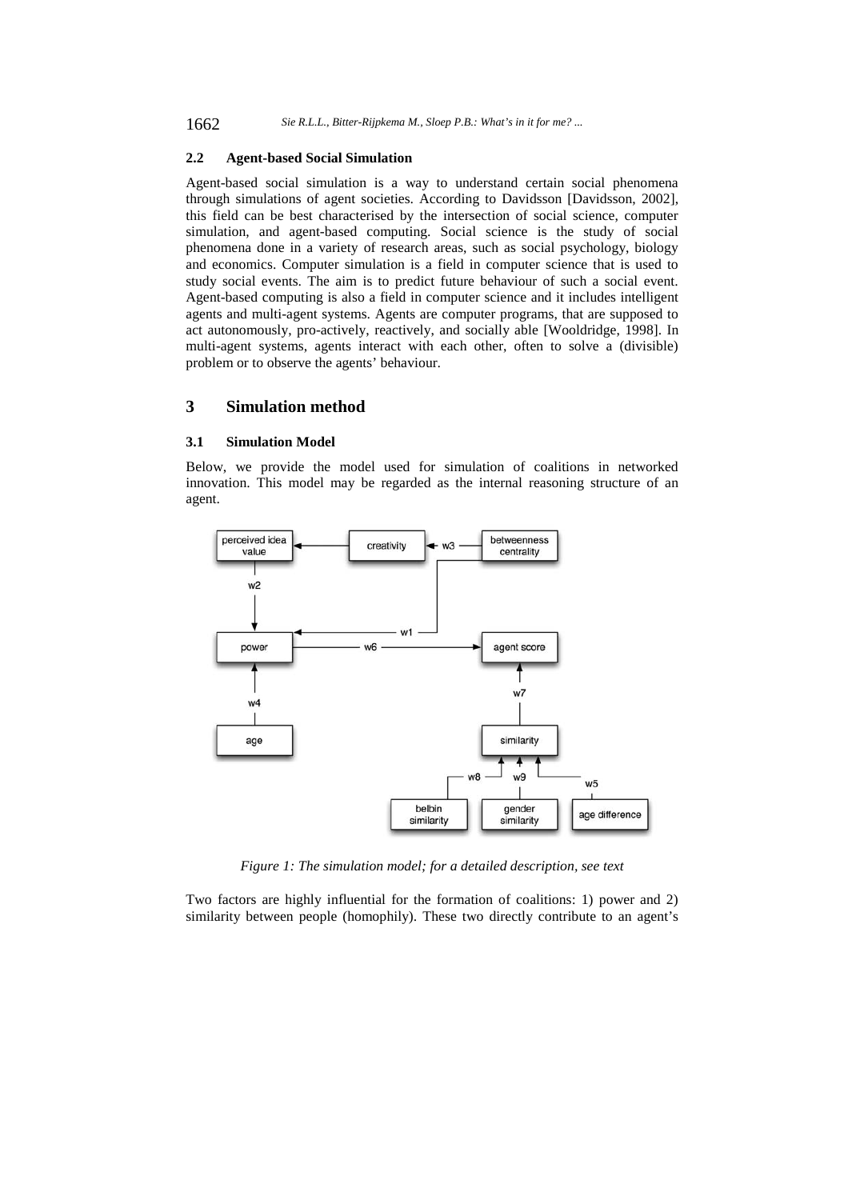### 2.2 Agent-based Social Simulation

Agent-based social simulation is a way to understand certain social phenomena through simulations of agent societies. According to Davidsson [Davidsson, 2002], this field can be best characterised by the intersection of social science, computer simulation, and agent-based computing. Social science is the study of social phenomena done in a variety of research areas, such as social psychology, biology and economics. Computer simulation is a field in computer science that is used to study social events. The aim is to predict future behaviour of such a social event. Agent-based computing is also a field in computer science and it includes intelligent agents and multi-agent systems. Agents are computer programs, that are supposed to act autonomously, pro-actively, reactively, and socially able [Wooldridge, 1998]. In multi-agent systems, agents interact with each other, often to solve a (divisible) problem or to observe the agents' behaviour.

## 3 Simulation method

### 3.1 Simulation Model

Below, we provide the model used for simulation of coalitions in networked innovation. This model may be regarded as the internal reasoning structure of an agent.

*Figure 1: The simulation model; for a detailed description, see text*

Two factors are highly influential for the formation of coalitions: 1) power and 2) similarity between people (homophily). These two directly contribute to an agent's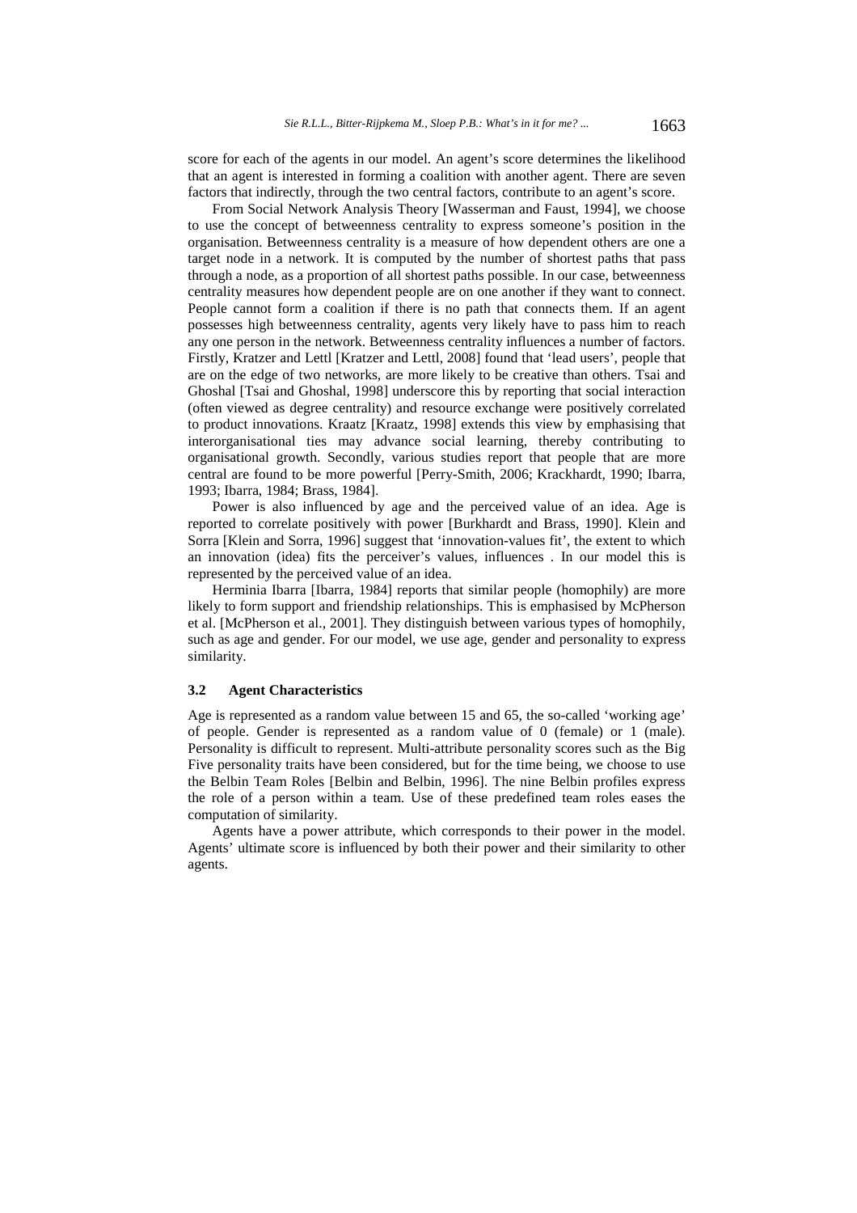score for each of the agents in our model. An agent's score determines the likelihood that an agent is interested in forming a coalition with another agent. There are seven factors that indirectly, through the two central factors, contribute to an agent's score.

From Social Network Analysis Theory [Wasserman and Faust, 1994], we choose to use the concept of betweenness centrality to express someone's position in the organisation. Betweenness centrality is a measure of how dependent others are one a target node in a network. It is computed by the number of shortest paths that pass through a node, as a proportion of all shortest paths possible. In our case, betweenness centrality measures how dependent people are on one another if they want to connect. People cannot form a coalition if there is no path that connects them. If an agent possesses high betweenness centrality, agents very likely have to pass him to reach any one person in the network. Betweenness centrality influences a number of factors. Firstly, Kratzer and Lettl [Kratzer and Lettl, 2008] found that 'lead users', people that are on the edge of two networks, are more likely to be creative than others. Tsai and Ghoshal [Tsai and Ghoshal, 1998] underscore this by reporting that social interaction (often viewed as degree centrality) and resource exchange were positively correlated to product innovations. Kraatz [Kraatz, 1998] extends this view by emphasising that interorganisational ties may advance social learning, thereby contributing to organisational growth. Secondly, various studies report that people that are more central are found to be more powerful [Perry-Smith, 2006; Krackhardt, 1990; Ibarra, 1993; Ibarra, 1984; Brass, 1984].

Power is also influenced by age and the perceived value of an idea. Age is reported to correlate positively with power [Burkhardt and Brass, 1990]. Klein and Sorra [Klein and Sorra, 1996] suggest that 'innovation-values fit', the extent to which an innovation (idea) fits the perceiver's values, influences . In our model this is represented by the perceived value of an idea.

Herminia Ibarra [Ibarra, 1984] reports that similar people (homophily) are more likely to form support and friendship relationships. This is emphasised by McPherson et al. [McPherson et al., 2001]. They distinguish between various types of homophily, such as age and gender. For our model, we use age, gender and personality to express similarity.

### 3.2 Agent Characteristics

Age is represented as a random value between 15 and 65, the so-called 'working age' of people. Gender is represented as a random value of 0 (female) or 1 (male). Personality is difficult to represent. Multi-attribute personality scores such as the Big Five personality traits have been considered, but for the time being, we choose to use the Belbin Team Roles [Belbin and Belbin, 1996]. The nine Belbin profiles express the role of a person within a team. Use of these predefined team roles eases the computation of similarity.

Agents have a power attribute, which corresponds to their power in the model. Agents' ultimate score is influenced by both their power and their similarity to other agents.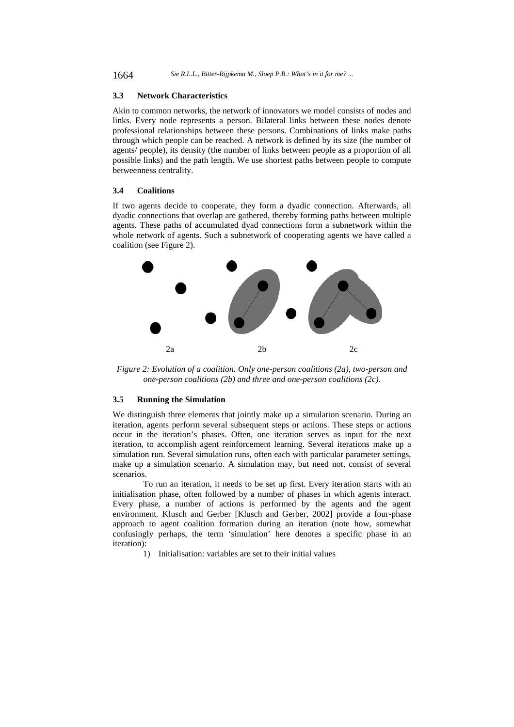### 3.3 Network Characteristics

Akin to common networks, the network of innovators we model consists of nodes and links. Every node represents a person. Bilateral links between these nodes denote professional relationships between these persons. Combinations of links make paths through which people can be reached. A network is defined by its size (the number of agents/ people), its density (the number of links between people as a proportion of all possible links) and the path length. We use shortest paths between people to compute betweenness centrality.

### 3.4 Coalitions

If two agents decide to cooperate, they form a dyadic connection. Afterwards, all dyadic connections that overlap are gathered, thereby forming paths between multiple agents. These paths of accumulated dyad connections form a subnetwork within the whole network of agents. Such a subnetwork of cooperating agents we have called a coalition (see Figure 2).

2a 2b 2c

*Figure 2: Evolution of a coalition. Only one-person coalitions (2a), two-person and one-person coalitions (2b) and three and one-person coalitions (2c).*

### 3.5 Running the Simulation

We distinguish three elements that jointly make up a simulation scenario. During an iteration, agents perform several subsequent steps or actions. These steps or actions occur in the iteration's phases. Often, one iteration serves as input for the next iteration, to accomplish agent reinforcement learning. Several iterations make up a simulation run. Several simulation runs, often each with particular parameter settings, make up a simulation scenario. A simulation may, but need not, consist of several scenarios.

To run an iteration, it needs to be set up first. Every iteration starts with an initialisation phase, often followed by a number of phases in which agents interact. Every phase, a number of actions is performed by the agents and the agent environment. Klusch and Gerber [Klusch and Gerber, 2002] provide a four-phase approach to agent coalition formation during an iteration (note how, somewhat confusingly perhaps, the term 'simulation' here denotes a specific phase in an iteration):

1) Initialisation: variables are set to their initial values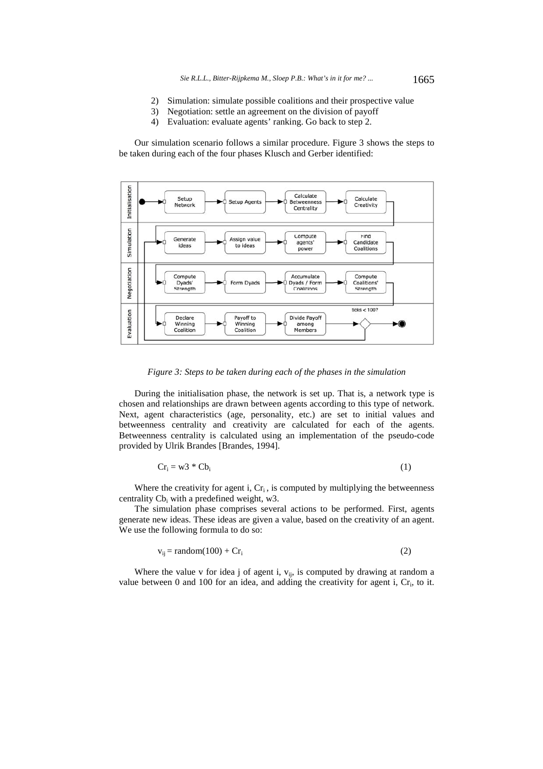2) Simulation: simulate possible coalitions and their prospective value
3) Negotiation: settle an agreement on the division of payoff
4) Evaluation: evaluate agents' ranking. Go back to step 2.

Our simulation scenario follows a similar procedure. Figure 3 shows the steps to be taken during each of the four phases Klusch and Gerber identified:

*Figure 3: Steps to be taken during each of the phases in the simulation*

During the initialisation phase, the network is set up. That is, a network type is chosen and relationships are drawn between agents according to this type of network. Next, agent characteristics (age, personality, etc.) are set to initial values and betweenness centrality and creativity are calculated for each of the agents. Betweenness centrality is calculated using an implementation of the pseudo-code provided by Ulrik Brandes [Brandes, 1994].

$$Cr_i = w3 * Cb_i \tag{1}$$

Where the creativity for agent i, $Cr_i$, is computed by multiplying the betweenness centrality $Cb_i$ with a predefined weight, w3.

The simulation phase comprises several actions to be performed. First, agents generate new ideas. These ideas are given a value, based on the creativity of an agent. We use the following formula to do so:

$$v_{ij} = \text{random}(100) + Cr_i \tag{2}$$

Where the value v for idea j of agent i, $v_{ij}$, is computed by drawing at random a value between 0 and 100 for an idea, and adding the creativity for agent i, $Cr_i$, to it.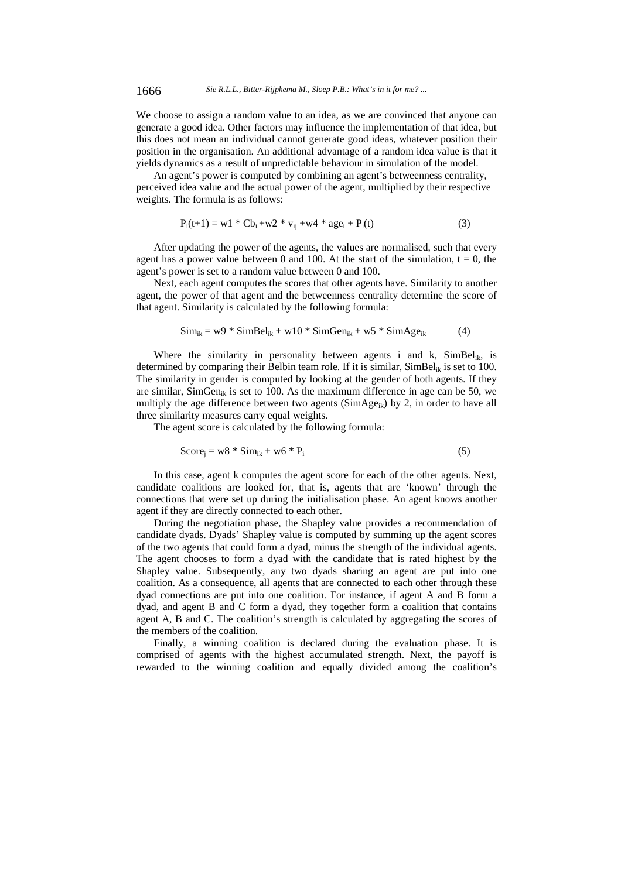We choose to assign a random value to an idea, as we are convinced that anyone can generate a good idea. Other factors may influence the implementation of that idea, but this does not mean an individual cannot generate good ideas, whatever position their position in the organisation. An additional advantage of a random idea value is that it yields dynamics as a result of unpredictable behaviour in simulation of the model.

An agent's power is computed by combining an agent's betweenness centrality, perceived idea value and the actual power of the agent, multiplied by their respective weights. The formula is as follows:

$$P_i(t+1) = w1 * Cb_i + w2 * v_{ij} + w4 * age_i + P_i(t) \quad (3)$$

After updating the power of the agents, the values are normalised, such that every agent has a power value between 0 and 100. At the start of the simulation, $t = 0$, the agent's power is set to a random value between 0 and 100.

Next, each agent computes the scores that other agents have. Similarity to another agent, the power of that agent and the betweenness centrality determine the score of that agent. Similarity is calculated by the following formula:

$$Sim_{ik} = w9 * SimBel_{ik} + w10 * SimGen_{ik} + w5 * SimAge_{ik} \quad (4)$$

Where the similarity in personality between agents i and k, $SimBel_{ik}$, is determined by comparing their Belbin team role. If it is similar, $SimBel_{ik}$ is set to 100. The similarity in gender is computed by looking at the gender of both agents. If they are similar, $SimGen_{ik}$ is set to 100. As the maximum difference in age can be 50, we multiply the age difference between two agents ($SimAge_{ik}$) by 2, in order to have all three similarity measures carry equal weights.

The agent score is calculated by the following formula:

$$Score_j = w8 * Sim_{ik} + w6 * P_i \quad (5)$$

In this case, agent k computes the agent score for each of the other agents. Next, candidate coalitions are looked for, that is, agents that are 'known' through the connections that were set up during the initialisation phase. An agent knows another agent if they are directly connected to each other.

During the negotiation phase, the Shapley value provides a recommendation of candidate dyads. Dyads' Shapley value is computed by summing up the agent scores of the two agents that could form a dyad, minus the strength of the individual agents. The agent chooses to form a dyad with the candidate that is rated highest by the Shapley value. Subsequently, any two dyads sharing an agent are put into one coalition. As a consequence, all agents that are connected to each other through these dyad connections are put into one coalition. For instance, if agent A and B form a dyad, and agent B and C form a dyad, they together form a coalition that contains agent A, B and C. The coalition's strength is calculated by aggregating the scores of the members of the coalition.

Finally, a winning coalition is declared during the evaluation phase. It is comprised of agents with the highest accumulated strength. Next, the payoff is rewarded to the winning coalition and equally divided among the coalition's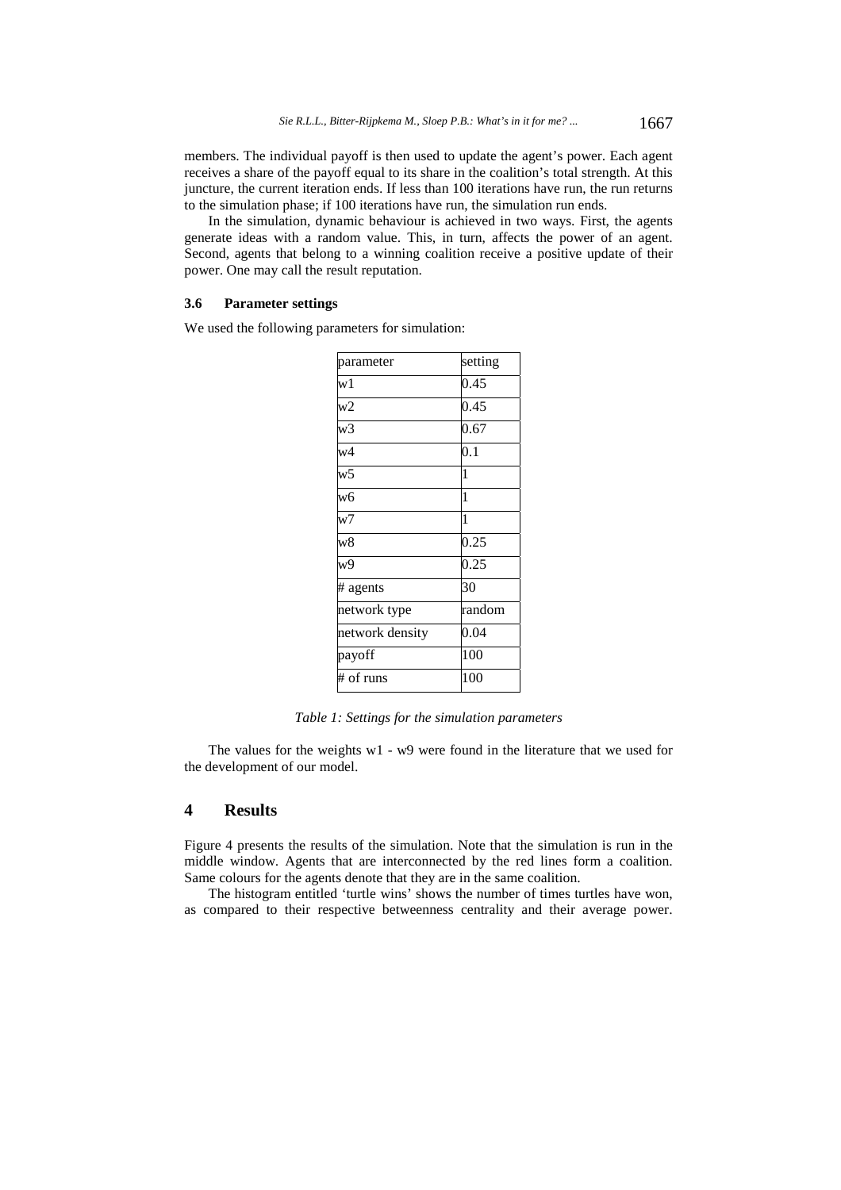members. The individual payoff is then used to update the agent's power. Each agent receives a share of the payoff equal to its share in the coalition's total strength. At this juncture, the current iteration ends. If less than 100 iterations have run, the run returns to the simulation phase; if 100 iterations have run, the simulation run ends.

In the simulation, dynamic behaviour is achieved in two ways. First, the agents generate ideas with a random value. This, in turn, affects the power of an agent. Second, agents that belong to a winning coalition receive a positive update of their power. One may call the result reputation.

### 3.6 Parameter settings

We used the following parameters for simulation:

| parameter | setting |
|---|---|
| w1 | 0.45 |
| w2 | 0.45 |
| w3 | 0.67 |
| w4 | 0.1 |
| w5 | 1 |
| w6 | 1 |
| w7 | 1 |
| w8 | 0.25 |
| w9 | 0.25 |
| # agents | 30 |
| network type | random |
| network density | 0.04 |
| payoff | 100 |
| # of runs | 100 |

*Table 1: Settings for the simulation parameters*

The values for the weights w1 - w9 were found in the literature that we used for the development of our model.

## 4 Results

Figure 4 presents the results of the simulation. Note that the simulation is run in the middle window. Agents that are interconnected by the red lines form a coalition. Same colours for the agents denote that they are in the same coalition.

The histogram entitled 'turtle wins' shows the number of times turtles have won, as compared to their respective betweenness centrality and their average power.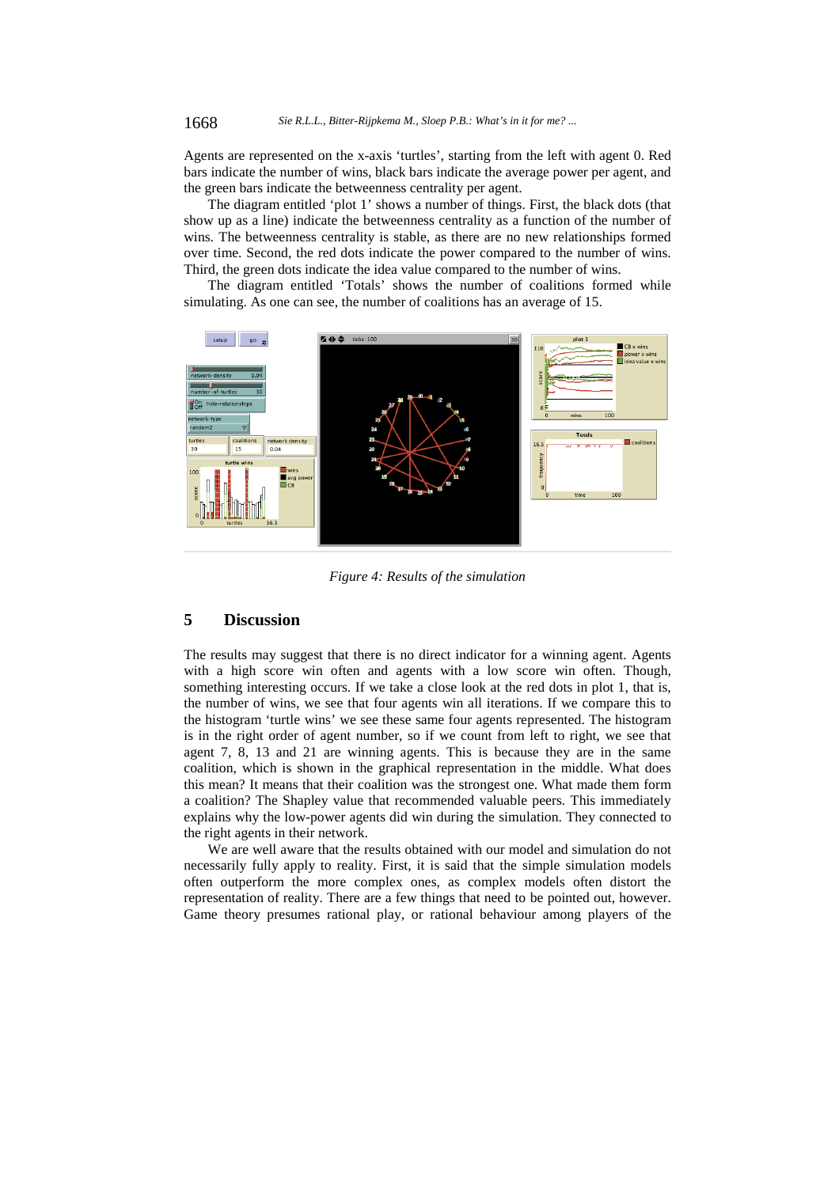Agents are represented on the x-axis 'turtles', starting from the left with agent 0. Red bars indicate the number of wins, black bars indicate the average power per agent, and the green bars indicate the betweenness centrality per agent.

The diagram entitled 'plot 1' shows a number of things. First, the black dots (that show up as a line) indicate the betweenness centrality as a function of the number of wins. The betweenness centrality is stable, as there are no new relationships formed over time. Second, the red dots indicate the power compared to the number of wins. Third, the green dots indicate the idea value compared to the number of wins.

The diagram entitled 'Totals' shows the number of coalitions formed while simulating. As one can see, the number of coalitions has an average of 15.

*Figure 4: Results of the simulation*

## 5 Discussion

The results may suggest that there is no direct indicator for a winning agent. Agents with a high score win often and agents with a low score win often. Though, something interesting occurs. If we take a close look at the red dots in plot 1, that is, the number of wins, we see that four agents win all iterations. If we compare this to the histogram 'turtle wins' we see these same four agents represented. The histogram is in the right order of agent number, so if we count from left to right, we see that agent 7, 8, 13 and 21 are winning agents. This is because they are in the same coalition, which is shown in the graphical representation in the middle. What does this mean? It means that their coalition was the strongest one. What made them form a coalition? The Shapley value that recommended valuable peers. This immediately explains why the low-power agents did win during the simulation. They connected to the right agents in their network.

We are well aware that the results obtained with our model and simulation do not necessarily fully apply to reality. First, it is said that the simple simulation models often outperform the more complex ones, as complex models often distort the representation of reality. There are a few things that need to be pointed out, however. Game theory presumes rational play, or rational behaviour among players of the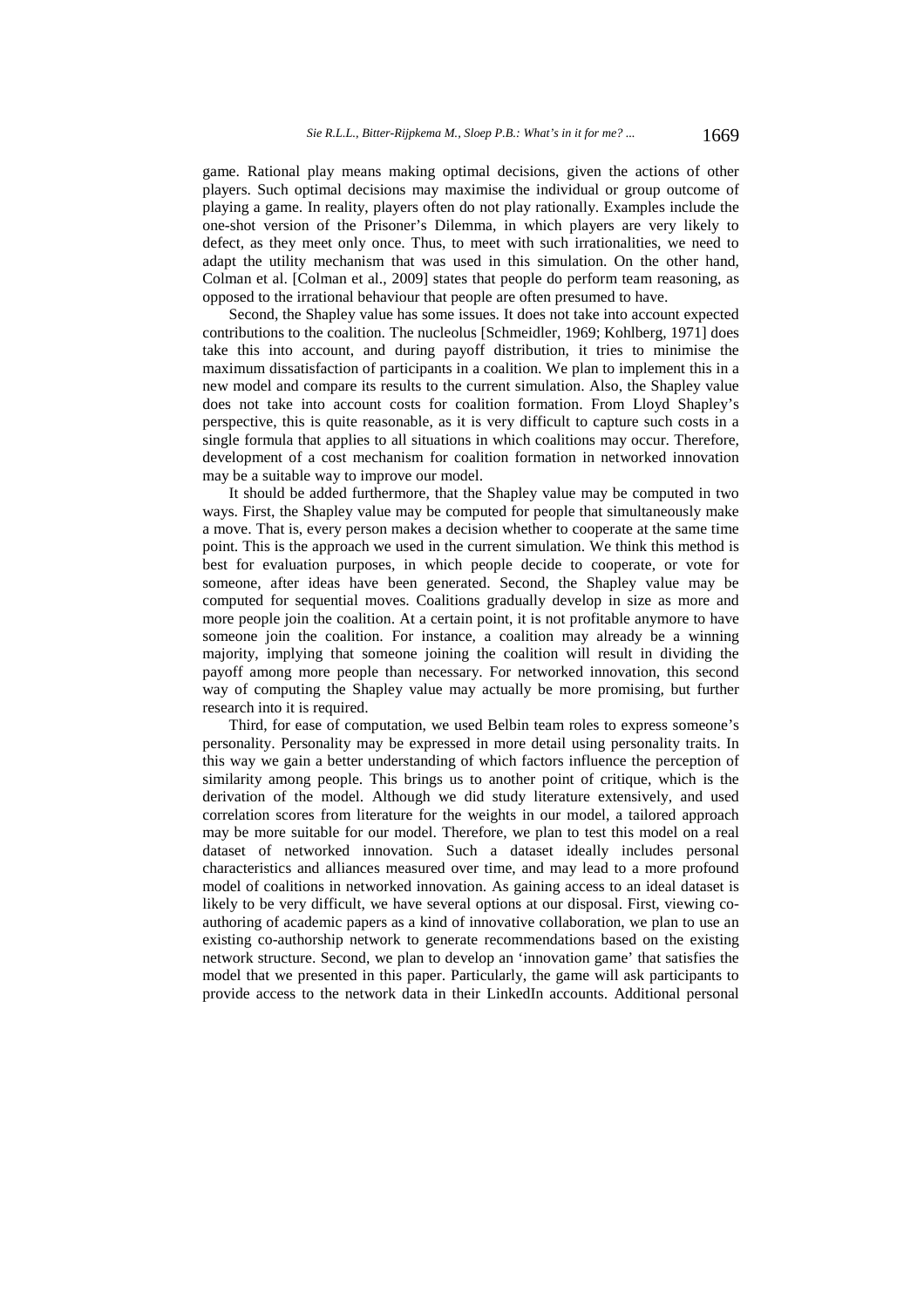game. Rational play means making optimal decisions, given the actions of other players. Such optimal decisions may maximise the individual or group outcome of playing a game. In reality, players often do not play rationally. Examples include the one-shot version of the Prisoner's Dilemma, in which players are very likely to defect, as they meet only once. Thus, to meet with such irrationalities, we need to adapt the utility mechanism that was used in this simulation. On the other hand, Colman et al. [Colman et al., 2009] states that people do perform team reasoning, as opposed to the irrational behaviour that people are often presumed to have.

Second, the Shapley value has some issues. It does not take into account expected contributions to the coalition. The nucleolus [Schmeidler, 1969; Kohlberg, 1971] does take this into account, and during payoff distribution, it tries to minimise the maximum dissatisfaction of participants in a coalition. We plan to implement this in a new model and compare its results to the current simulation. Also, the Shapley value does not take into account costs for coalition formation. From Lloyd Shapley's perspective, this is quite reasonable, as it is very difficult to capture such costs in a single formula that applies to all situations in which coalitions may occur. Therefore, development of a cost mechanism for coalition formation in networked innovation may be a suitable way to improve our model.

It should be added furthermore, that the Shapley value may be computed in two ways. First, the Shapley value may be computed for people that simultaneously make a move. That is, every person makes a decision whether to cooperate at the same time point. This is the approach we used in the current simulation. We think this method is best for evaluation purposes, in which people decide to cooperate, or vote for someone, after ideas have been generated. Second, the Shapley value may be computed for sequential moves. Coalitions gradually develop in size as more and more people join the coalition. At a certain point, it is not profitable anymore to have someone join the coalition. For instance, a coalition may already be a winning majority, implying that someone joining the coalition will result in dividing the payoff among more people than necessary. For networked innovation, this second way of computing the Shapley value may actually be more promising, but further research into it is required.

Third, for ease of computation, we used Belbin team roles to express someone's personality. Personality may be expressed in more detail using personality traits. In this way we gain a better understanding of which factors influence the perception of similarity among people. This brings us to another point of critique, which is the derivation of the model. Although we did study literature extensively, and used correlation scores from literature for the weights in our model, a tailored approach may be more suitable for our model. Therefore, we plan to test this model on a real dataset of networked innovation. Such a dataset ideally includes personal characteristics and alliances measured over time, and may lead to a more profound model of coalitions in networked innovation. As gaining access to an ideal dataset is likely to be very difficult, we have several options at our disposal. First, viewing co-authoring of academic papers as a kind of innovative collaboration, we plan to use an existing co-authorship network to generate recommendations based on the existing network structure. Second, we plan to develop an 'innovation game' that satisfies the model that we presented in this paper. Particularly, the game will ask participants to provide access to the network data in their LinkedIn accounts. Additional personal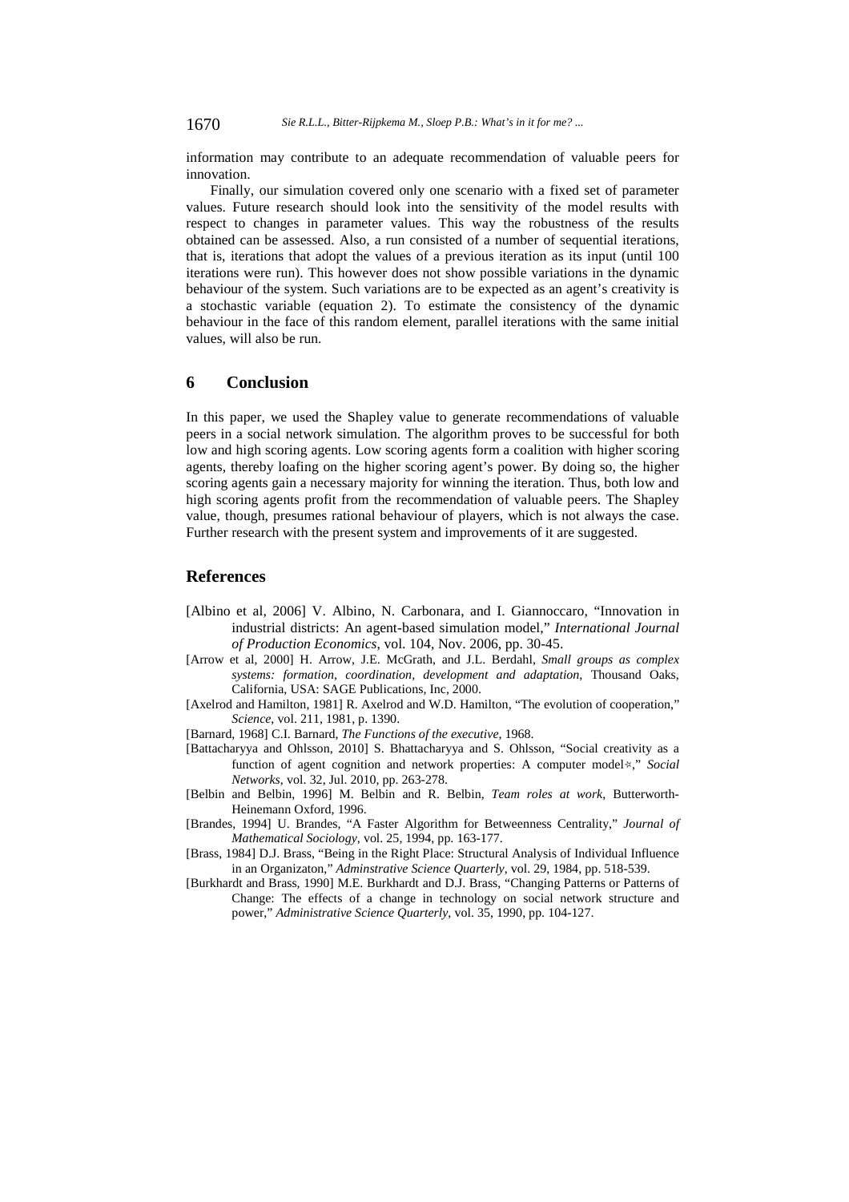information may contribute to an adequate recommendation of valuable peers for innovation.

Finally, our simulation covered only one scenario with a fixed set of parameter values. Future research should look into the sensitivity of the model results with respect to changes in parameter values. This way the robustness of the results obtained can be assessed. Also, a run consisted of a number of sequential iterations, that is, iterations that adopt the values of a previous iteration as its input (until 100 iterations were run). This however does not show possible variations in the dynamic behaviour of the system. Such variations are to be expected as an agent's creativity is a stochastic variable (equation 2). To estimate the consistency of the dynamic behaviour in the face of this random element, parallel iterations with the same initial values, will also be run.

## 6 Conclusion

In this paper, we used the Shapley value to generate recommendations of valuable peers in a social network simulation. The algorithm proves to be successful for both low and high scoring agents. Low scoring agents form a coalition with higher scoring agents, thereby loafing on the higher scoring agent's power. By doing so, the higher scoring agents gain a necessary majority for winning the iteration. Thus, both low and high scoring agents profit from the recommendation of valuable peers. The Shapley value, though, presumes rational behaviour of players, which is not always the case. Further research with the present system and improvements of it are suggested.

## References

[Albino et al, 2006] V. Albino, N. Carbonara, and I. Giannoccaro, "Innovation in industrial districts: An agent-based simulation model," *International Journal of Production Economics*, vol. 104, Nov. 2006, pp. 30-45.

[Arrow et al, 2000] H. Arrow, J.E. McGrath, and J.L. Berdahl, *Small groups as complex systems: formation, coordination, development and adaptation*, Thousand Oaks, California, USA: SAGE Publications, Inc, 2000.

[Axelrod and Hamilton, 1981] R. Axelrod and W.D. Hamilton, "The evolution of cooperation," *Science*, vol. 211, 1981, p. 1390.

[Barnard, 1968] C.I. Barnard, *The Functions of the executive*, 1968.

[Battacharyya and Ohlsson, 2010] S. Bhattacharyya and S. Ohlsson, "Social creativity as a function of agent cognition and network properties: A computer model☆," *Social Networks*, vol. 32, Jul. 2010, pp. 263-278.

[Belbin and Belbin, 1996] M. Belbin and R. Belbin, *Team roles at work*, Butterworth-Heinemann Oxford, 1996.

[Brandes, 1994] U. Brandes, "A Faster Algorithm for Betweenness Centrality," *Journal of Mathematical Sociology*, vol. 25, 1994, pp. 163-177.

[Brass, 1984] D.J. Brass, "Being in the Right Place: Structural Analysis of Individual Influence in an Organizaton," *Adminstrative Science Quarterly*, vol. 29, 1984, pp. 518-539.

[Burkhardt and Brass, 1990] M.E. Burkhardt and D.J. Brass, "Changing Patterns or Patterns of Change: The effects of a change in technology on social network structure and power," *Administrative Science Quarterly*, vol. 35, 1990, pp. 104-127.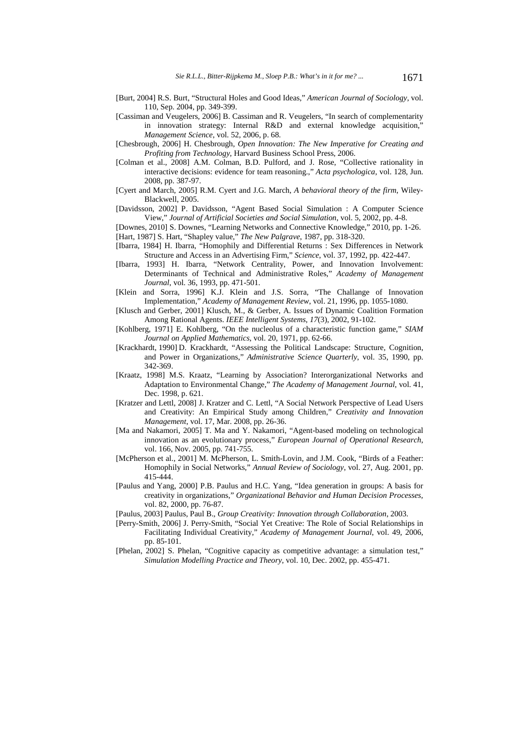[Burt, 2004] R.S. Burt, "Structural Holes and Good Ideas," *American Journal of Sociology*, vol. 110, Sep. 2004, pp. 349-399.

[Cassiman and Veugelers, 2006] B. Cassiman and R. Veugelers, "In search of complementarity in innovation strategy: Internal R&D and external knowledge acquisition," *Management Science*, vol. 52, 2006, p. 68.

[Chesbrough, 2006] H. Chesbrough, *Open Innovation: The New Imperative for Creating and Profiting from Technology*, Harvard Business School Press, 2006.

[Colman et al., 2008] A.M. Colman, B.D. Pulford, and J. Rose, "Collective rationality in interactive decisions: evidence for team reasoning.," *Acta psychologica*, vol. 128, Jun. 2008, pp. 387-97.

[Cyert and March, 2005] R.M. Cyert and J.G. March, *A behavioral theory of the firm*, Wiley-Blackwell, 2005.

[Davidsson, 2002] P. Davidsson, "Agent Based Social Simulation : A Computer Science View," *Journal of Artificial Societies and Social Simulation*, vol. 5, 2002, pp. 4-8.

[Downes, 2010] S. Downes, "Learning Networks and Connective Knowledge," 2010, pp. 1-26.

[Hart, 1987] S. Hart, "Shapley value," *The New Palgrave*, 1987, pp. 318-320.

[Ibarra, 1984] H. Ibarra, "Homophily and Differential Returns : Sex Differences in Network Structure and Access in an Advertising Firm," *Science*, vol. 37, 1992, pp. 422-447.

[Ibarra, 1993] H. Ibarra, "Network Centrality, Power, and Innovation Involvement: Determinants of Technical and Administrative Roles," *Academy of Management Journal*, vol. 36, 1993, pp. 471-501.

[Klein and Sorra, 1996] K.J. Klein and J.S. Sorra, "The Challange of Innovation Implementation," *Academy of Management Review*, vol. 21, 1996, pp. 1055-1080.

[Klusch and Gerber, 2001] Klusch, M., & Gerber, A. Issues of Dynamic Coalition Formation Among Rational Agents. *IEEE Intelligent Systems*, *17*(3), 2002, 91-102.

[Kohlberg, 1971] E. Kohlberg, "On the nucleolus of a characteristic function game," *SIAM Journal on Applied Mathematics*, vol. 20, 1971, pp. 62-66.

[Krackhardt, 1990] D. Krackhardt, "Assessing the Political Landscape: Structure, Cognition, and Power in Organizations," *Administrative Science Quarterly*, vol. 35, 1990, pp. 342-369.

[Kraatz, 1998] M.S. Kraatz, "Learning by Association? Interorganizational Networks and Adaptation to Environmental Change," *The Academy of Management Journal*, vol. 41, Dec. 1998, p. 621.

[Kratzer and Lettl, 2008] J. Kratzer and C. Lettl, "A Social Network Perspective of Lead Users and Creativity: An Empirical Study among Children," *Creativity and Innovation Management*, vol. 17, Mar. 2008, pp. 26-36.

[Ma and Nakamori, 2005] T. Ma and Y. Nakamori, "Agent-based modeling on technological innovation as an evolutionary process," *European Journal of Operational Research*, vol. 166, Nov. 2005, pp. 741-755.

[McPherson et al., 2001] M. McPherson, L. Smith-Lovin, and J.M. Cook, "Birds of a Feather: Homophily in Social Networks," *Annual Review of Sociology*, vol. 27, Aug. 2001, pp. 415-444.

[Paulus and Yang, 2000] P.B. Paulus and H.C. Yang, "Idea generation in groups: A basis for creativity in organizations," *Organizational Behavior and Human Decision Processes*, vol. 82, 2000, pp. 76-87.

[Paulus, 2003] Paulus, Paul B., *Group Creativity: Innovation through Collaboration*, 2003.

[Perry-Smith, 2006] J. Perry-Smith, "Social Yet Creative: The Role of Social Relationships in Facilitating Individual Creativity," *Academy of Management Journal*, vol. 49, 2006, pp. 85-101.

[Phelan, 2002] S. Phelan, "Cognitive capacity as competitive advantage: a simulation test," *Simulation Modelling Practice and Theory*, vol. 10, Dec. 2002, pp. 455-471.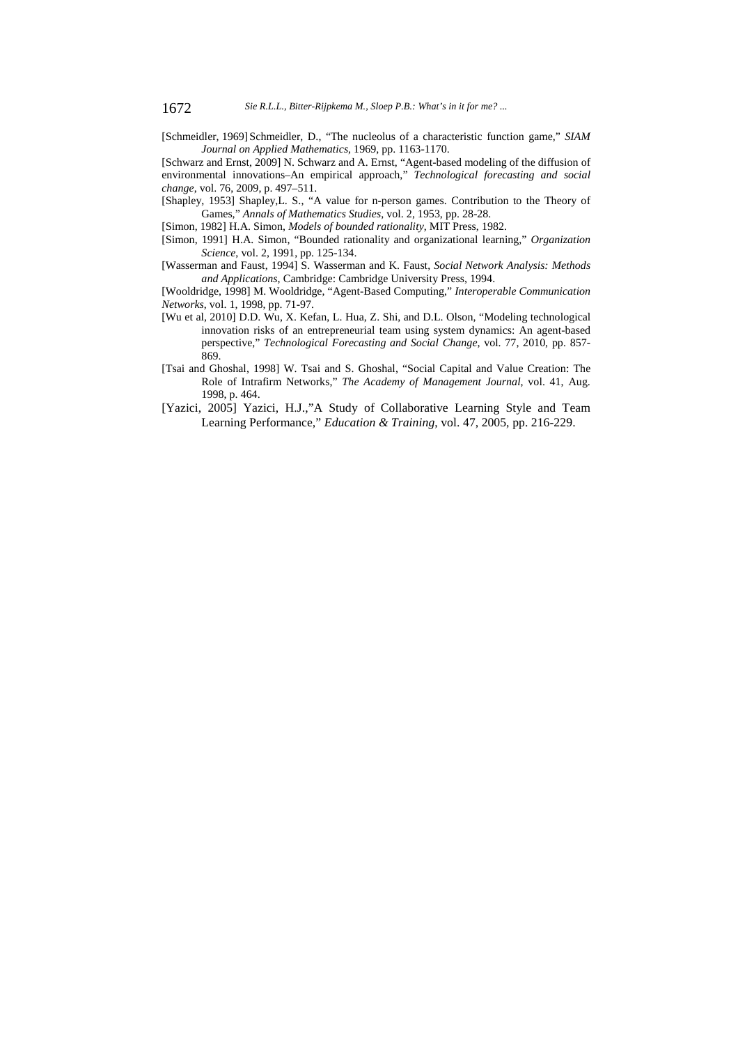[Schmeidler, 1969] Schmeidler, D., "The nucleolus of a characteristic function game," *SIAM Journal on Applied Mathematics*, 1969, pp. 1163-1170.

[Schwarz and Ernst, 2009] N. Schwarz and A. Ernst, "Agent-based modeling of the diffusion of environmental innovations–An empirical approach," *Technological forecasting and social change*, vol. 76, 2009, p. 497–511.

[Shapley, 1953] Shapley,L. S., "A value for n-person games. Contribution to the Theory of Games," *Annals of Mathematics Studies*, vol. 2, 1953, pp. 28-28.

[Simon, 1982] H.A. Simon, *Models of bounded rationality*, MIT Press, 1982.

[Simon, 1991] H.A. Simon, "Bounded rationality and organizational learning," *Organization Science*, vol. 2, 1991, pp. 125-134.

[Wasserman and Faust, 1994] S. Wasserman and K. Faust, *Social Network Analysis: Methods and Applications*, Cambridge: Cambridge University Press, 1994.

[Wooldridge, 1998] M. Wooldridge, "Agent-Based Computing," *Interoperable Communication Networks*, vol. 1, 1998, pp. 71-97.

[Wu et al, 2010] D.D. Wu, X. Kefan, L. Hua, Z. Shi, and D.L. Olson, "Modeling technological innovation risks of an entrepreneurial team using system dynamics: An agent-based perspective," *Technological Forecasting and Social Change*, vol. 77, 2010, pp. 857-869.

[Tsai and Ghoshal, 1998] W. Tsai and S. Ghoshal, "Social Capital and Value Creation: The Role of Intrafirm Networks," *The Academy of Management Journal*, vol. 41, Aug. 1998, p. 464.

[Yazici, 2005] Yazici, H.J.,"A Study of Collaborative Learning Style and Team Learning Performance," *Education & Training*, vol. 47, 2005, pp. 216-229.